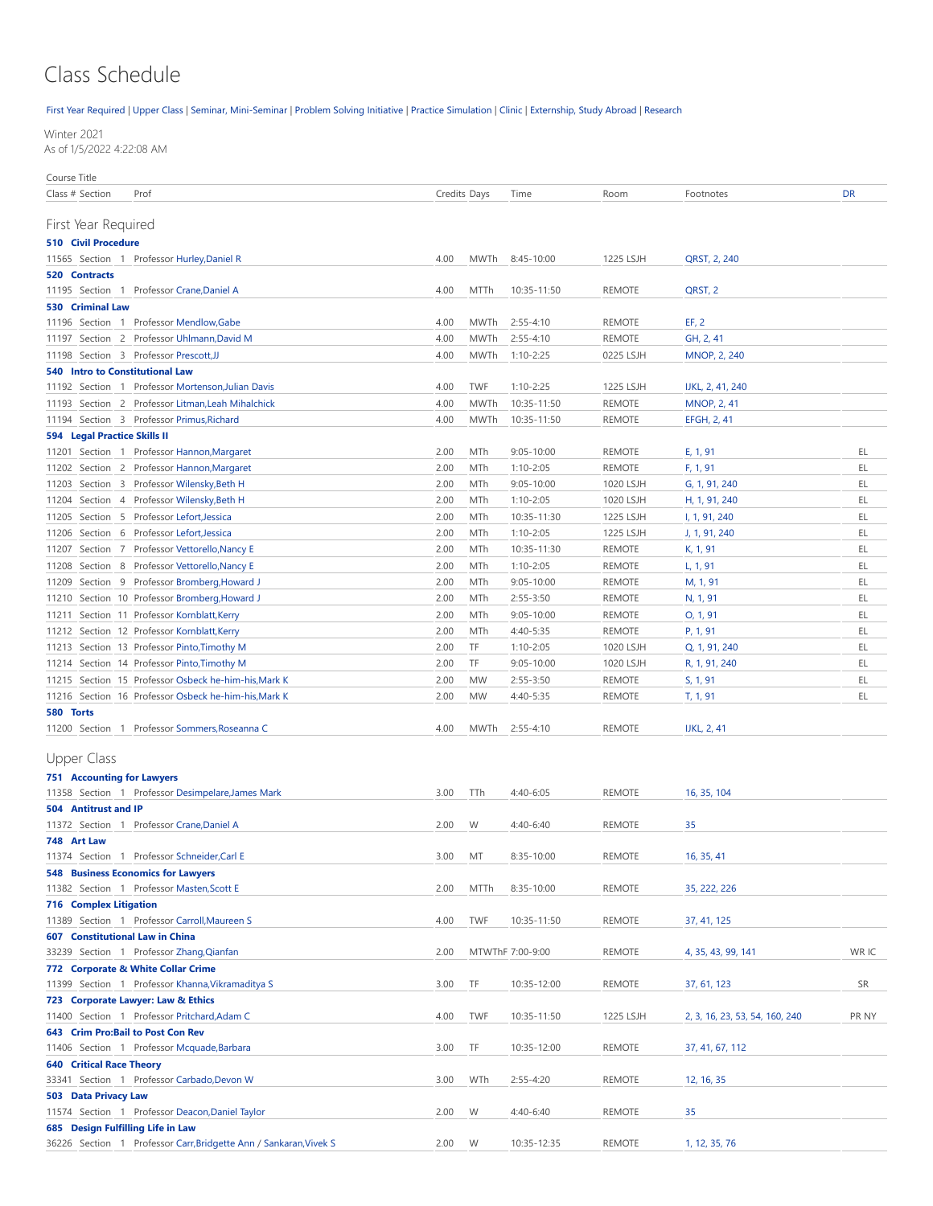# Class Schedule

First Year Required | Upper Class | Seminar, Mini-Seminar | Problem Solving Initiative | Practice Simulation | Clinic | Externship, Study Abroad | Research

Winter 2021
As of 1/5/2022 4:22:08 AM

| Class # | Section | Prof | Credits | Days | Time | Room | Footnotes | DR |
|---|---|---|---|---|---|---|---|---|
| **First Year Required** | | | | | | | | |
| **510 Civil Procedure** | | | | | | | | |
| 11565 | Section 1 | Professor Hurley,Daniel R | 4.00 | MWTh | 8:45-10:00 | 1225 LSJH | QRST, 2, 240 | |
| **520 Contracts** | | | | | | | | |
| 11195 | Section 1 | Professor Crane,Daniel A | 4.00 | MTTh | 10:35-11:50 | REMOTE | QRST, 2 | |
| **530 Criminal Law** | | | | | | | | |
| 11196 | Section 1 | Professor Mendlow,Gabe | 4.00 | MWTh | 2:55-4:10 | REMOTE | EF, 2 | |
| 11197 | Section 2 | Professor Uhlmann,David M | 4.00 | MWTh | 2:55-4:10 | REMOTE | GH, 2, 41 | |
| 11198 | Section 3 | Professor Prescott,JJ | 4.00 | MWTh | 1:10-2:25 | 0225 LSJH | MNOP, 2, 240 | |
| **540 Intro to Constitutional Law** | | | | | | | | |
| 11192 | Section 1 | Professor Mortenson,Julian Davis | 4.00 | TWF | 1:10-2:25 | 1225 LSJH | IJKL, 2, 41, 240 | |
| 11193 | Section 2 | Professor Litman,Leah Mihalchick | 4.00 | MWTh | 10:35-11:50 | REMOTE | MNOP, 2, 41 | |
| 11194 | Section 3 | Professor Primus,Richard | 4.00 | MWTh | 10:35-11:50 | REMOTE | EFGH, 2, 41 | |
| **594 Legal Practice Skills II** | | | | | | | | |
| 11201 | Section 1 | Professor Hannon,Margaret | 2.00 | MTh | 9:05-10:00 | REMOTE | E, 1, 91 | EL |
| 11202 | Section 2 | Professor Hannon,Margaret | 2.00 | MTh | 1:10-2:05 | REMOTE | F, 1, 91 | EL |
| 11203 | Section 3 | Professor Wilensky,Beth H | 2.00 | MTh | 9:05-10:00 | 1020 LSJH | G, 1, 91, 240 | EL |
| 11204 | Section 4 | Professor Wilensky,Beth H | 2.00 | MTh | 1:10-2:05 | 1020 LSJH | H, 1, 91, 240 | EL |
| 11205 | Section 5 | Professor Lefort,Jessica | 2.00 | MTh | 10:35-11:30 | 1225 LSJH | I, 1, 91, 240 | EL |
| 11206 | Section 6 | Professor Lefort,Jessica | 2.00 | MTh | 1:10-2:05 | 1225 LSJH | J, 1, 91, 240 | EL |
| 11207 | Section 7 | Professor Vettorello,Nancy E | 2.00 | MTh | 10:35-11:30 | REMOTE | K, 1, 91 | EL |
| 11208 | Section 8 | Professor Vettorello,Nancy E | 2.00 | MTh | 1:10-2:05 | REMOTE | L, 1, 91 | EL |
| 11209 | Section 9 | Professor Bromberg,Howard J | 2.00 | MTh | 9:05-10:00 | REMOTE | M, 1, 91 | EL |
| 11210 | Section 10 | Professor Bromberg,Howard J | 2.00 | MTh | 2:55-3:50 | REMOTE | N, 1, 91 | EL |
| 11211 | Section 11 | Professor Kornblatt,Kerry | 2.00 | MTh | 9:05-10:00 | REMOTE | O, 1, 91 | EL |
| 11212 | Section 12 | Professor Kornblatt,Kerry | 2.00 | MTh | 4:40-5:35 | REMOTE | P, 1, 91 | EL |
| 11213 | Section 13 | Professor Pinto,Timothy M | 2.00 | TF | 1:10-2:05 | 1020 LSJH | Q, 1, 91, 240 | EL |
| 11214 | Section 14 | Professor Pinto,Timothy M | 2.00 | TF | 9:05-10:00 | 1020 LSJH | R, 1, 91, 240 | EL |
| 11215 | Section 15 | Professor Osbeck he-him-his,Mark K | 2.00 | MW | 2:55-3:50 | REMOTE | S, 1, 91 | EL |
| 11216 | Section 16 | Professor Osbeck he-him-his,Mark K | 2.00 | MW | 4:40-5:35 | REMOTE | T, 1, 91 | EL |
| **580 Torts** | | | | | | | | |
| 11200 | Section 1 | Professor Sommers,Roseanna C | 4.00 | MWTh | 2:55-4:10 | REMOTE | IJKL, 2, 41 | |
| **Upper Class** | | | | | | | | |
| **751 Accounting for Lawyers** | | | | | | | | |
| 11358 | Section 1 | Professor Desimpelare,James Mark | 3.00 | TTh | 4:40-6:05 | REMOTE | 16, 35, 104 | |
| **504 Antitrust and IP** | | | | | | | | |
| 11372 | Section 1 | Professor Crane,Daniel A | 2.00 | W | 4:40-6:40 | REMOTE | 35 | |
| **748 Art Law** | | | | | | | | |
| 11374 | Section 1 | Professor Schneider,Carl E | 3.00 | MT | 8:35-10:00 | REMOTE | 16, 35, 41 | |
| **548 Business Economics for Lawyers** | | | | | | | | |
| 11382 | Section 1 | Professor Masten,Scott E | 2.00 | MTTh | 8:35-10:00 | REMOTE | 35, 222, 226 | |
| **716 Complex Litigation** | | | | | | | | |
| 11389 | Section 1 | Professor Carroll,Maureen S | 4.00 | TWF | 10:35-11:50 | REMOTE | 37, 41, 125 | |
| **607 Constitutional Law in China** | | | | | | | | |
| 33239 | Section 1 | Professor Zhang,Qianfan | 2.00 | MTWThF | 7:00-9:00 | REMOTE | 4, 35, 43, 99, 141 | WR IC |
| **772 Corporate & White Collar Crime** | | | | | | | | |
| 11399 | Section 1 | Professor Khanna,Vikramaditya S | 3.00 | TF | 10:35-12:00 | REMOTE | 37, 61, 123 | SR |
| **723 Corporate Lawyer: Law & Ethics** | | | | | | | | |
| 11400 | Section 1 | Professor Pritchard,Adam C | 4.00 | TWF | 10:35-11:50 | 1225 LSJH | 2, 3, 16, 23, 53, 54, 160, 240 | PR NY |
| **643 Crim Pro:Bail to Post Con Rev** | | | | | | | | |
| 11406 | Section 1 | Professor Mcquade,Barbara | 3.00 | TF | 10:35-12:00 | REMOTE | 37, 41, 67, 112 | |
| **640 Critical Race Theory** | | | | | | | | |
| 33341 | Section 1 | Professor Carbado,Devon W | 3.00 | WTh | 2:55-4:20 | REMOTE | 12, 16, 35 | |
| **503 Data Privacy Law** | | | | | | | | |
| 11574 | Section 1 | Professor Deacon,Daniel Taylor | 2.00 | W | 4:40-6:40 | REMOTE | 35 | |
| **685 Design Fulfilling Life in Law** | | | | | | | | |
| 36226 | Section 1 | Professor Carr,Bridgette Ann / Sankaran,Vivek S | 2.00 | W | 10:35-12:35 | REMOTE | 1, 12, 35, 76 | |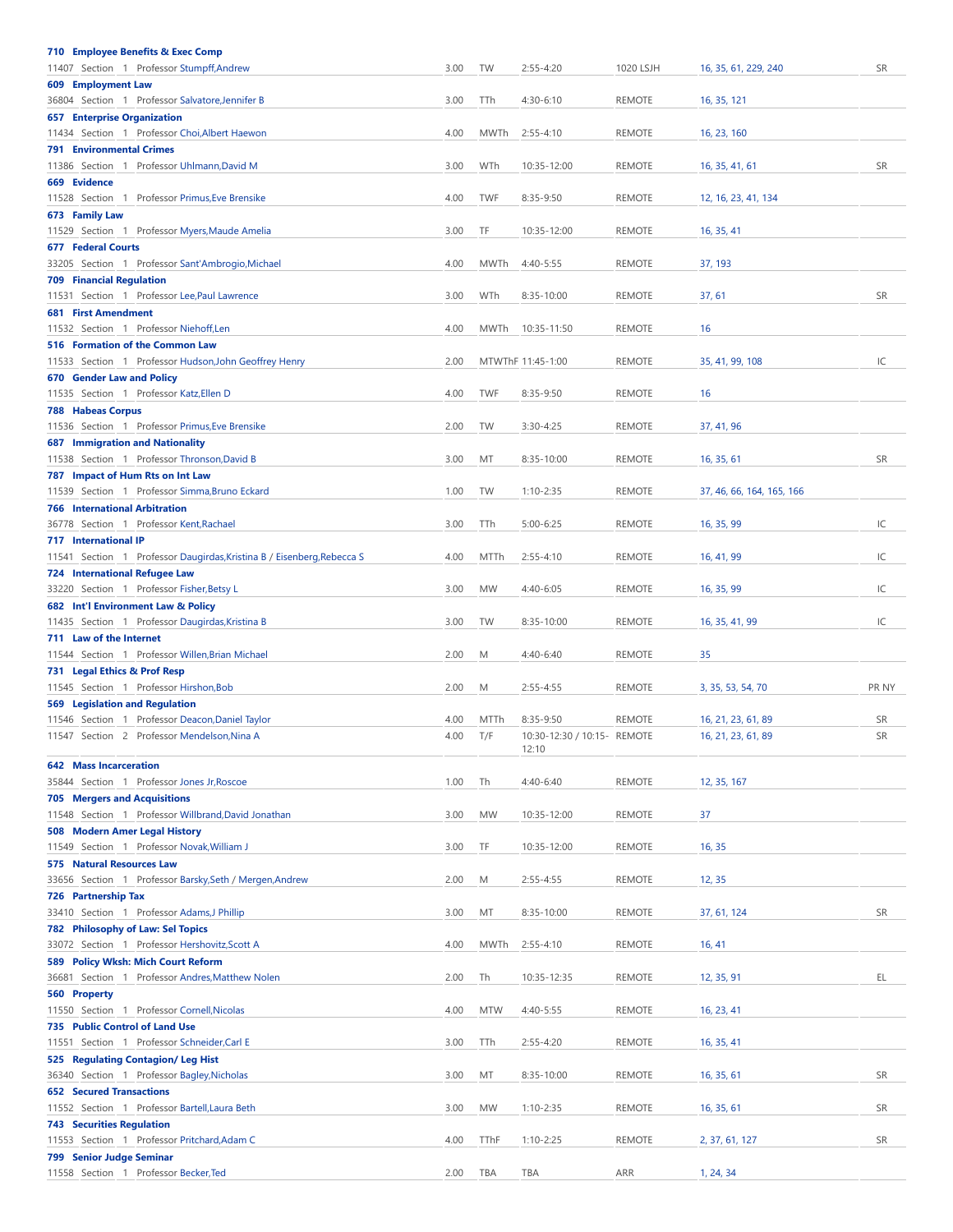| Course | Credits | Days | Time | Location | Notes | Attr |
|---|---|---|---|---|---|---|
| **710 Employee Benefits & Exec Comp** | | | | | | |
| 11407 Section 1 Professor Stumpff,Andrew | 3.00 | TW | 2:55-4:20 | 1020 LSJH | 16, 35, 61, 229, 240 | SR |
| **609 Employment Law** | | | | | | |
| 36804 Section 1 Professor Salvatore,Jennifer B | 3.00 | TTh | 4:30-6:10 | REMOTE | 16, 35, 121 | |
| **657 Enterprise Organization** | | | | | | |
| 11434 Section 1 Professor Choi,Albert Haewon | 4.00 | MWTh | 2:55-4:10 | REMOTE | 16, 23, 160 | |
| **791 Environmental Crimes** | | | | | | |
| 11386 Section 1 Professor Uhlmann,David M | 3.00 | WTh | 10:35-12:00 | REMOTE | 16, 35, 41, 61 | SR |
| **669 Evidence** | | | | | | |
| 11528 Section 1 Professor Primus,Eve Brensike | 4.00 | TWF | 8:35-9:50 | REMOTE | 12, 16, 23, 41, 134 | |
| **673 Family Law** | | | | | | |
| 11529 Section 1 Professor Myers,Maude Amelia | 3.00 | TF | 10:35-12:00 | REMOTE | 16, 35, 41 | |
| **677 Federal Courts** | | | | | | |
| 33205 Section 1 Professor Sant'Ambrogio,Michael | 4.00 | MWTh | 4:40-5:55 | REMOTE | 37, 193 | |
| **709 Financial Regulation** | | | | | | |
| 11531 Section 1 Professor Lee,Paul Lawrence | 3.00 | WTh | 8:35-10:00 | REMOTE | 37, 61 | SR |
| **681 First Amendment** | | | | | | |
| 11532 Section 1 Professor Niehoff,Len | 4.00 | MWTh | 10:35-11:50 | REMOTE | 16 | |
| **516 Formation of the Common Law** | | | | | | |
| 11533 Section 1 Professor Hudson,John Geoffrey Henry | 2.00 | MTWThF | 11:45-1:00 | REMOTE | 35, 41, 99, 108 | IC |
| **670 Gender Law and Policy** | | | | | | |
| 11535 Section 1 Professor Katz,Ellen D | 4.00 | TWF | 8:35-9:50 | REMOTE | 16 | |
| **788 Habeas Corpus** | | | | | | |
| 11536 Section 1 Professor Primus,Eve Brensike | 2.00 | TW | 3:30-4:25 | REMOTE | 37, 41, 96 | |
| **687 Immigration and Nationality** | | | | | | |
| 11538 Section 1 Professor Thronson,David B | 3.00 | MT | 8:35-10:00 | REMOTE | 16, 35, 61 | SR |
| **787 Impact of Hum Rts on Int Law** | | | | | | |
| 11539 Section 1 Professor Simma,Bruno Eckard | 1.00 | TW | 1:10-2:35 | REMOTE | 37, 46, 66, 164, 165, 166 | |
| **766 International Arbitration** | | | | | | |
| 36778 Section 1 Professor Kent,Rachael | 3.00 | TTh | 5:00-6:25 | REMOTE | 16, 35, 99 | IC |
| **717 International IP** | | | | | | |
| 11541 Section 1 Professor Daugirdas,Kristina B / Eisenberg,Rebecca S | 4.00 | MTTh | 2:55-4:10 | REMOTE | 16, 41, 99 | IC |
| **724 International Refugee Law** | | | | | | |
| 33220 Section 1 Professor Fisher,Betsy L | 3.00 | MW | 4:40-6:05 | REMOTE | 16, 35, 99 | IC |
| **682 Int'l Environment Law & Policy** | | | | | | |
| 11435 Section 1 Professor Daugirdas,Kristina B | 3.00 | TW | 8:35-10:00 | REMOTE | 16, 35, 41, 99 | IC |
| **711 Law of the Internet** | | | | | | |
| 11544 Section 1 Professor Willen,Brian Michael | 2.00 | M | 4:40-6:40 | REMOTE | 35 | |
| **731 Legal Ethics & Prof Resp** | | | | | | |
| 11545 Section 1 Professor Hirshon,Bob | 2.00 | M | 2:55-4:55 | REMOTE | 3, 35, 53, 54, 70 | PR NY |
| **569 Legislation and Regulation** | | | | | | |
| 11546 Section 1 Professor Deacon,Daniel Taylor | 4.00 | MTTh | 8:35-9:50 | REMOTE | 16, 21, 23, 61, 89 | SR |
| 11547 Section 2 Professor Mendelson,Nina A | 4.00 | T/F | 10:30-12:30 / 10:15-12:10 | REMOTE | 16, 21, 23, 61, 89 | SR |
| **642 Mass Incarceration** | | | | | | |
| 35844 Section 1 Professor Jones Jr,Roscoe | 1.00 | Th | 4:40-6:40 | REMOTE | 12, 35, 167 | |
| **705 Mergers and Acquisitions** | | | | | | |
| 11548 Section 1 Professor Willbrand,David Jonathan | 3.00 | MW | 10:35-12:00 | REMOTE | 37 | |
| **508 Modern Amer Legal History** | | | | | | |
| 11549 Section 1 Professor Novak,William J | 3.00 | TF | 10:35-12:00 | REMOTE | 16, 35 | |
| **575 Natural Resources Law** | | | | | | |
| 33656 Section 1 Professor Barsky,Seth / Mergen,Andrew | 2.00 | M | 2:55-4:55 | REMOTE | 12, 35 | |
| **726 Partnership Tax** | | | | | | |
| 33410 Section 1 Professor Adams,J Phillip | 3.00 | MT | 8:35-10:00 | REMOTE | 37, 61, 124 | SR |
| **782 Philosophy of Law: Sel Topics** | | | | | | |
| 33072 Section 1 Professor Hershovitz,Scott A | 4.00 | MWTh | 2:55-4:10 | REMOTE | 16, 41 | |
| **589 Policy Wksh: Mich Court Reform** | | | | | | |
| 36681 Section 1 Professor Andres,Matthew Nolen | 2.00 | Th | 10:35-12:35 | REMOTE | 12, 35, 91 | EL |
| **560 Property** | | | | | | |
| 11550 Section 1 Professor Cornell,Nicolas | 4.00 | MTW | 4:40-5:55 | REMOTE | 16, 23, 41 | |
| **735 Public Control of Land Use** | | | | | | |
| 11551 Section 1 Professor Schneider,Carl E | 3.00 | TTh | 2:55-4:20 | REMOTE | 16, 35, 41 | |
| **525 Regulating Contagion/ Leg Hist** | | | | | | |
| 36340 Section 1 Professor Bagley,Nicholas | 3.00 | MT | 8:35-10:00 | REMOTE | 16, 35, 61 | SR |
| **652 Secured Transactions** | | | | | | |
| 11552 Section 1 Professor Bartell,Laura Beth | 3.00 | MW | 1:10-2:35 | REMOTE | 16, 35, 61 | SR |
| **743 Securities Regulation** | | | | | | |
| 11553 Section 1 Professor Pritchard,Adam C | 4.00 | TThF | 1:10-2:25 | REMOTE | 2, 37, 61, 127 | SR |
| **799 Senior Judge Seminar** | | | | | | |
| 11558 Section 1 Professor Becker,Ted | 2.00 | TBA | TBA | ARR | 1, 24, 34 | |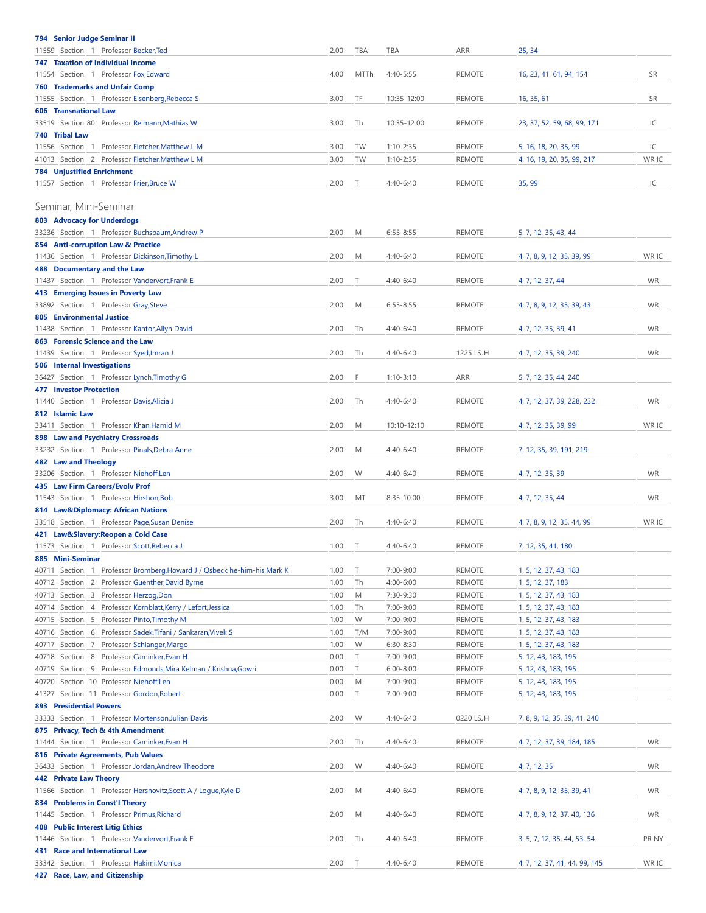**794 Senior Judge Seminar II**

| | | | | | | |
|---|---|---|---|---|---|---|
| 11559 Section 1 Professor Becker,Ted | 2.00 | TBA | TBA | ARR | 25, 34 | |

**747 Taxation of Individual Income**

| | | | | | | |
|---|---|---|---|---|---|---|
| 11554 Section 1 Professor Fox,Edward | 4.00 | MTTh | 4:40-5:55 | REMOTE | 16, 23, 41, 61, 94, 154 | SR |

**760 Trademarks and Unfair Comp**

| | | | | | | |
|---|---|---|---|---|---|---|
| 11555 Section 1 Professor Eisenberg,Rebecca S | 3.00 | TF | 10:35-12:00 | REMOTE | 16, 35, 61 | SR |

**606 Transnational Law**

| | | | | | | |
|---|---|---|---|---|---|---|
| 33519 Section 801 Professor Reimann,Mathias W | 3.00 | Th | 10:35-12:00 | REMOTE | 23, 37, 52, 59, 68, 99, 171 | IC |

**740 Tribal Law**

| | | | | | | |
|---|---|---|---|---|---|---|
| 11556 Section 1 Professor Fletcher,Matthew L M | 3.00 | TW | 1:10-2:35 | REMOTE | 5, 16, 18, 20, 35, 99 | IC |
| 41013 Section 2 Professor Fletcher,Matthew L M | 3.00 | TW | 1:10-2:35 | REMOTE | 4, 16, 19, 20, 35, 99, 217 | WR IC |

**784 Unjustified Enrichment**

| | | | | | | |
|---|---|---|---|---|---|---|
| 11557 Section 1 Professor Frier,Bruce W | 2.00 | T | 4:40-6:40 | REMOTE | 35, 99 | IC |

## Seminar, Mini-Seminar

**803 Advocacy for Underdogs**

| | | | | | | |
|---|---|---|---|---|---|---|
| 33236 Section 1 Professor Buchsbaum,Andrew P | 2.00 | M | 6:55-8:55 | REMOTE | 5, 7, 12, 35, 43, 44 | |

**854 Anti-corruption Law & Practice**

| | | | | | | |
|---|---|---|---|---|---|---|
| 11436 Section 1 Professor Dickinson,Timothy L | 2.00 | M | 4:40-6:40 | REMOTE | 4, 7, 8, 9, 12, 35, 39, 99 | WR IC |

**488 Documentary and the Law**

| | | | | | | |
|---|---|---|---|---|---|---|
| 11437 Section 1 Professor Vandervort,Frank E | 2.00 | T | 4:40-6:40 | REMOTE | 4, 7, 12, 37, 44 | WR |

**413 Emerging Issues in Poverty Law**

| | | | | | | |
|---|---|---|---|---|---|---|
| 33892 Section 1 Professor Gray,Steve | 2.00 | M | 6:55-8:55 | REMOTE | 4, 7, 8, 9, 12, 35, 39, 43 | WR |

**805 Environmental Justice**

| | | | | | | |
|---|---|---|---|---|---|---|
| 11438 Section 1 Professor Kantor,Allyn David | 2.00 | Th | 4:40-6:40 | REMOTE | 4, 7, 12, 35, 39, 41 | WR |

**863 Forensic Science and the Law**

| | | | | | | |
|---|---|---|---|---|---|---|
| 11439 Section 1 Professor Syed,Imran J | 2.00 | Th | 4:40-6:40 | 1225 LSJH | 4, 7, 12, 35, 39, 240 | WR |

**506 Internal Investigations**

| | | | | | | |
|---|---|---|---|---|---|---|
| 36427 Section 1 Professor Lynch,Timothy G | 2.00 | F | 1:10-3:10 | ARR | 5, 7, 12, 35, 44, 240 | |

**477 Investor Protection**

| | | | | | | |
|---|---|---|---|---|---|---|
| 11440 Section 1 Professor Davis,Alicia J | 2.00 | Th | 4:40-6:40 | REMOTE | 4, 7, 12, 37, 39, 228, 232 | WR |

**812 Islamic Law**

| | | | | | | |
|---|---|---|---|---|---|---|
| 33411 Section 1 Professor Khan,Hamid M | 2.00 | M | 10:10-12:10 | REMOTE | 4, 7, 12, 35, 39, 99 | WR IC |

**898 Law and Psychiatry Crossroads**

| | | | | | | |
|---|---|---|---|---|---|---|
| 33232 Section 1 Professor Pinals,Debra Anne | 2.00 | M | 4:40-6:40 | REMOTE | 7, 12, 35, 39, 191, 219 | |

**482 Law and Theology**

| | | | | | | |
|---|---|---|---|---|---|---|
| 33206 Section 1 Professor Niehoff,Len | 2.00 | W | 4:40-6:40 | REMOTE | 4, 7, 12, 35, 39 | WR |

**435 Law Firm Careers/Evolv Prof**

| | | | | | | |
|---|---|---|---|---|---|---|
| 11543 Section 1 Professor Hirshon,Bob | 3.00 | MT | 8:35-10:00 | REMOTE | 4, 7, 12, 35, 44 | WR |

**814 Law&Diplomacy: African Nations**

| | | | | | | |
|---|---|---|---|---|---|---|
| 33518 Section 1 Professor Page,Susan Denise | 2.00 | Th | 4:40-6:40 | REMOTE | 4, 7, 8, 9, 12, 35, 44, 99 | WR IC |

**421 Law&Slavery:Reopen a Cold Case**

| | | | | | | |
|---|---|---|---|---|---|---|
| 11573 Section 1 Professor Scott,Rebecca J | 1.00 | T | 4:40-6:40 | REMOTE | 7, 12, 35, 41, 180 | |

**885 Mini-Seminar**

| | | | | | | |
|---|---|---|---|---|---|---|
| 40711 Section 1 Professor Bromberg,Howard J / Osbeck he-him-his,Mark K | 1.00 | T | 7:00-9:00 | REMOTE | 1, 5, 12, 37, 43, 183 | |
| 40712 Section 2 Professor Guenther,David Byrne | 1.00 | Th | 4:00-6:00 | REMOTE | 1, 5, 12, 37, 183 | |
| 40713 Section 3 Professor Herzog,Don | 1.00 | M | 7:30-9:30 | REMOTE | 1, 5, 12, 37, 43, 183 | |
| 40714 Section 4 Professor Kornblatt,Kerry / Lefort,Jessica | 1.00 | Th | 7:00-9:00 | REMOTE | 1, 5, 12, 37, 43, 183 | |
| 40715 Section 5 Professor Pinto,Timothy M | 1.00 | W | 7:00-9:00 | REMOTE | 1, 5, 12, 37, 43, 183 | |
| 40716 Section 6 Professor Sadek,Tifani / Sankaran,Vivek S | 1.00 | T/M | 7:00-9:00 | REMOTE | 1, 5, 12, 37, 43, 183 | |
| 40717 Section 7 Professor Schlanger,Margo | 1.00 | W | 6:30-8:30 | REMOTE | 1, 5, 12, 37, 43, 183 | |
| 40718 Section 8 Professor Caminker,Evan H | 0.00 | T | 7:00-9:00 | REMOTE | 5, 12, 43, 183, 195 | |
| 40719 Section 9 Professor Edmonds,Mira Kelman / Krishna,Gowri | 0.00 | T | 6:00-8:00 | REMOTE | 5, 12, 43, 183, 195 | |
| 40720 Section 10 Professor Niehoff,Len | 0.00 | M | 7:00-9:00 | REMOTE | 5, 12, 43, 183, 195 | |
| 41327 Section 11 Professor Gordon,Robert | 0.00 | T | 7:00-9:00 | REMOTE | 5, 12, 43, 183, 195 | |

**893 Presidential Powers**

| | | | | | | |
|---|---|---|---|---|---|---|
| 33333 Section 1 Professor Mortenson,Julian Davis | 2.00 | W | 4:40-6:40 | 0220 LSJH | 7, 8, 9, 12, 35, 39, 41, 240 | |

**875 Privacy, Tech & 4th Amendment**

| | | | | | | |
|---|---|---|---|---|---|---|
| 11444 Section 1 Professor Caminker,Evan H | 2.00 | Th | 4:40-6:40 | REMOTE | 4, 7, 12, 37, 39, 184, 185 | WR |

**816 Private Agreements, Pub Values**

| | | | | | | |
|---|---|---|---|---|---|---|
| 36433 Section 1 Professor Jordan,Andrew Theodore | 2.00 | W | 4:40-6:40 | REMOTE | 4, 7, 12, 35 | WR |

**442 Private Law Theory**

| | | | | | | |
|---|---|---|---|---|---|---|
| 11566 Section 1 Professor Hershovitz,Scott A / Logue,Kyle D | 2.00 | M | 4:40-6:40 | REMOTE | 4, 7, 8, 9, 12, 35, 39, 41 | WR |

**834 Problems in Const'l Theory**

| | | | | | | |
|---|---|---|---|---|---|---|
| 11445 Section 1 Professor Primus,Richard | 2.00 | M | 4:40-6:40 | REMOTE | 4, 7, 8, 9, 12, 37, 40, 136 | WR |

**408 Public Interest Litig Ethics**

| | | | | | | |
|---|---|---|---|---|---|---|
| 11446 Section 1 Professor Vandervort,Frank E | 2.00 | Th | 4:40-6:40 | REMOTE | 3, 5, 7, 12, 35, 44, 53, 54 | PR NY |

**431 Race and International Law**

| | | | | | | |
|---|---|---|---|---|---|---|
| 33342 Section 1 Professor Hakimi,Monica | 2.00 | T | 4:40-6:40 | REMOTE | 4, 7, 12, 37, 41, 44, 99, 145 | WR IC |

**427 Race, Law, and Citizenship**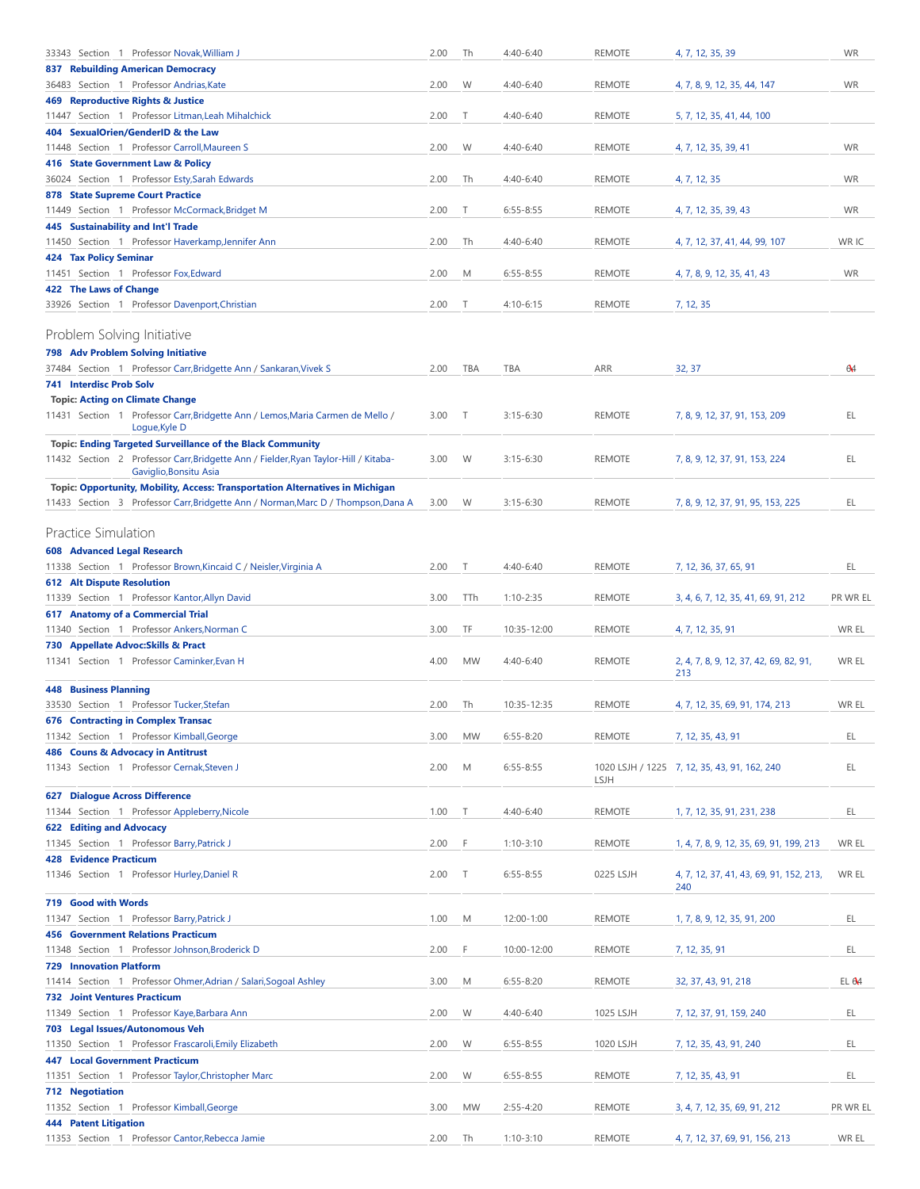| | | | | | | |
|---|---|---|---|---|---|---|
| 33343 Section 1 Professor Novak,William J | 2.00 | Th | 4:40-6:40 | REMOTE | 4, 7, 12, 35, 39 | WR |
| **837 Rebuilding American Democracy** | | | | | | |
| 36483 Section 1 Professor Andrias,Kate | 2.00 | W | 4:40-6:40 | REMOTE | 4, 7, 8, 9, 12, 35, 44, 147 | WR |
| **469 Reproductive Rights & Justice** | | | | | | |
| 11447 Section 1 Professor Litman,Leah Mihalchick | 2.00 | T | 4:40-6:40 | REMOTE | 5, 7, 12, 35, 41, 44, 100 | |
| **404 SexualOrien/GenderID & the Law** | | | | | | |
| 11448 Section 1 Professor Carroll,Maureen S | 2.00 | W | 4:40-6:40 | REMOTE | 4, 7, 12, 35, 39, 41 | WR |
| **416 State Government Law & Policy** | | | | | | |
| 36024 Section 1 Professor Esty,Sarah Edwards | 2.00 | Th | 4:40-6:40 | REMOTE | 4, 7, 12, 35 | WR |
| **878 State Supreme Court Practice** | | | | | | |
| 11449 Section 1 Professor McCormack,Bridget M | 2.00 | T | 6:55-8:55 | REMOTE | 4, 7, 12, 35, 39, 43 | WR |
| **445 Sustainability and Int'l Trade** | | | | | | |
| 11450 Section 1 Professor Haverkamp,Jennifer Ann | 2.00 | Th | 4:40-6:40 | REMOTE | 4, 7, 12, 37, 41, 44, 99, 107 | WR IC |
| **424 Tax Policy Seminar** | | | | | | |
| 11451 Section 1 Professor Fox,Edward | 2.00 | M | 6:55-8:55 | REMOTE | 4, 7, 8, 9, 12, 35, 41, 43 | WR |
| **422 The Laws of Change** | | | | | | |
| 33926 Section 1 Professor Davenport,Christian | 2.00 | T | 4:10-6:15 | REMOTE | 7, 12, 35 | |

## Problem Solving Initiative

| | | | | | | |
|---|---|---|---|---|---|---|
| **798 Adv Problem Solving Initiative** | | | | | | |
| 37484 Section 1 Professor Carr,Bridgette Ann / Sankaran,Vivek S | 2.00 | TBA | TBA | ARR | 32, 37 | 04 |
| **741 Interdisc Prob Solv** | | | | | | |
| **Topic: Acting on Climate Change** | | | | | | |
| 11431 Section 1 Professor Carr,Bridgette Ann / Lemos,Maria Carmen de Mello / Logue,Kyle D | 3.00 | T | 3:15-6:30 | REMOTE | 7, 8, 9, 12, 37, 91, 153, 209 | EL |
| **Topic: Ending Targeted Surveillance of the Black Community** | | | | | | |
| 11432 Section 2 Professor Carr,Bridgette Ann / Fielder,Ryan Taylor-Hill / Kitaba-Gaviglio,Bonsitu Asia | 3.00 | W | 3:15-6:30 | REMOTE | 7, 8, 9, 12, 37, 91, 153, 224 | EL |
| **Topic: Opportunity, Mobility, Access: Transportation Alternatives in Michigan** | | | | | | |
| 11433 Section 3 Professor Carr,Bridgette Ann / Norman,Marc D / Thompson,Dana A | 3.00 | W | 3:15-6:30 | REMOTE | 7, 8, 9, 12, 37, 91, 95, 153, 225 | EL |

## Practice Simulation

| | | | | | | |
|---|---|---|---|---|---|---|
| **608 Advanced Legal Research** | | | | | | |
| 11338 Section 1 Professor Brown,Kincaid C / Neisler,Virginia A | 2.00 | T | 4:40-6:40 | REMOTE | 7, 12, 36, 37, 65, 91 | EL |
| **612 Alt Dispute Resolution** | | | | | | |
| 11339 Section 1 Professor Kantor,Allyn David | 3.00 | TTh | 1:10-2:35 | REMOTE | 3, 4, 6, 7, 12, 35, 41, 69, 91, 212 | PR WR EL |
| **617 Anatomy of a Commercial Trial** | | | | | | |
| 11340 Section 1 Professor Ankers,Norman C | 3.00 | TF | 10:35-12:00 | REMOTE | 4, 7, 12, 35, 91 | WR EL |
| **730 Appellate Advoc:Skills & Pract** | | | | | | |
| 11341 Section 1 Professor Caminker,Evan H | 4.00 | MW | 4:40-6:40 | REMOTE | 2, 4, 7, 8, 9, 12, 37, 42, 69, 82, 91, 213 | WR EL |
| **448 Business Planning** | | | | | | |
| 33530 Section 1 Professor Tucker,Stefan | 2.00 | Th | 10:35-12:35 | REMOTE | 4, 7, 12, 35, 69, 91, 174, 213 | WR EL |
| **676 Contracting in Complex Transac** | | | | | | |
| 11342 Section 1 Professor Kimball,George | 3.00 | MW | 6:55-8:20 | REMOTE | 7, 12, 35, 43, 91 | EL |
| **486 Couns & Advocacy in Antitrust** | | | | | | |
| 11343 Section 1 Professor Cernak,Steven J | 2.00 | M | 6:55-8:55 | 1020 LSJH / 1225 LSJH | 7, 12, 35, 43, 91, 162, 240 | EL |
| **627 Dialogue Across Difference** | | | | | | |
| 11344 Section 1 Professor Appleberry,Nicole | 1.00 | T | 4:40-6:40 | REMOTE | 1, 7, 12, 35, 91, 231, 238 | EL |
| **622 Editing and Advocacy** | | | | | | |
| 11345 Section 1 Professor Barry,Patrick J | 2.00 | F | 1:10-3:10 | REMOTE | 1, 4, 7, 8, 9, 12, 35, 69, 91, 199, 213 | WR EL |
| **428 Evidence Practicum** | | | | | | |
| 11346 Section 1 Professor Hurley,Daniel R | 2.00 | T | 6:55-8:55 | 0225 LSJH | 4, 7, 12, 37, 41, 43, 69, 91, 152, 213, 240 | WR EL |
| **719 Good with Words** | | | | | | |
| 11347 Section 1 Professor Barry,Patrick J | 1.00 | M | 12:00-1:00 | REMOTE | 1, 7, 8, 9, 12, 35, 91, 200 | EL |
| **456 Government Relations Practicum** | | | | | | |
| 11348 Section 1 Professor Johnson,Broderick D | 2.00 | F | 10:00-12:00 | REMOTE | 7, 12, 35, 91 | EL |
| **729 Innovation Platform** | | | | | | |
| 11414 Section 1 Professor Ohmer,Adrian / Salari,Sogoal Ashley | 3.00 | M | 6:55-8:20 | REMOTE | 32, 37, 43, 91, 218 | EL 04 |
| **732 Joint Ventures Practicum** | | | | | | |
| 11349 Section 1 Professor Kaye,Barbara Ann | 2.00 | W | 4:40-6:40 | 1025 LSJH | 7, 12, 37, 91, 159, 240 | EL |
| **703 Legal Issues/Autonomous Veh** | | | | | | |
| 11350 Section 1 Professor Frascaroli,Emily Elizabeth | 2.00 | W | 6:55-8:55 | 1020 LSJH | 7, 12, 35, 43, 91, 240 | EL |
| **447 Local Government Practicum** | | | | | | |
| 11351 Section 1 Professor Taylor,Christopher Marc | 2.00 | W | 6:55-8:55 | REMOTE | 7, 12, 35, 43, 91 | EL |
| **712 Negotiation** | | | | | | |
| 11352 Section 1 Professor Kimball,George | 3.00 | MW | 2:55-4:20 | REMOTE | 3, 4, 7, 12, 35, 69, 91, 212 | PR WR EL |
| **444 Patent Litigation** | | | | | | |
| 11353 Section 1 Professor Cantor,Rebecca Jamie | 2.00 | Th | 1:10-3:10 | REMOTE | 4, 7, 12, 37, 69, 91, 156, 213 | WR EL |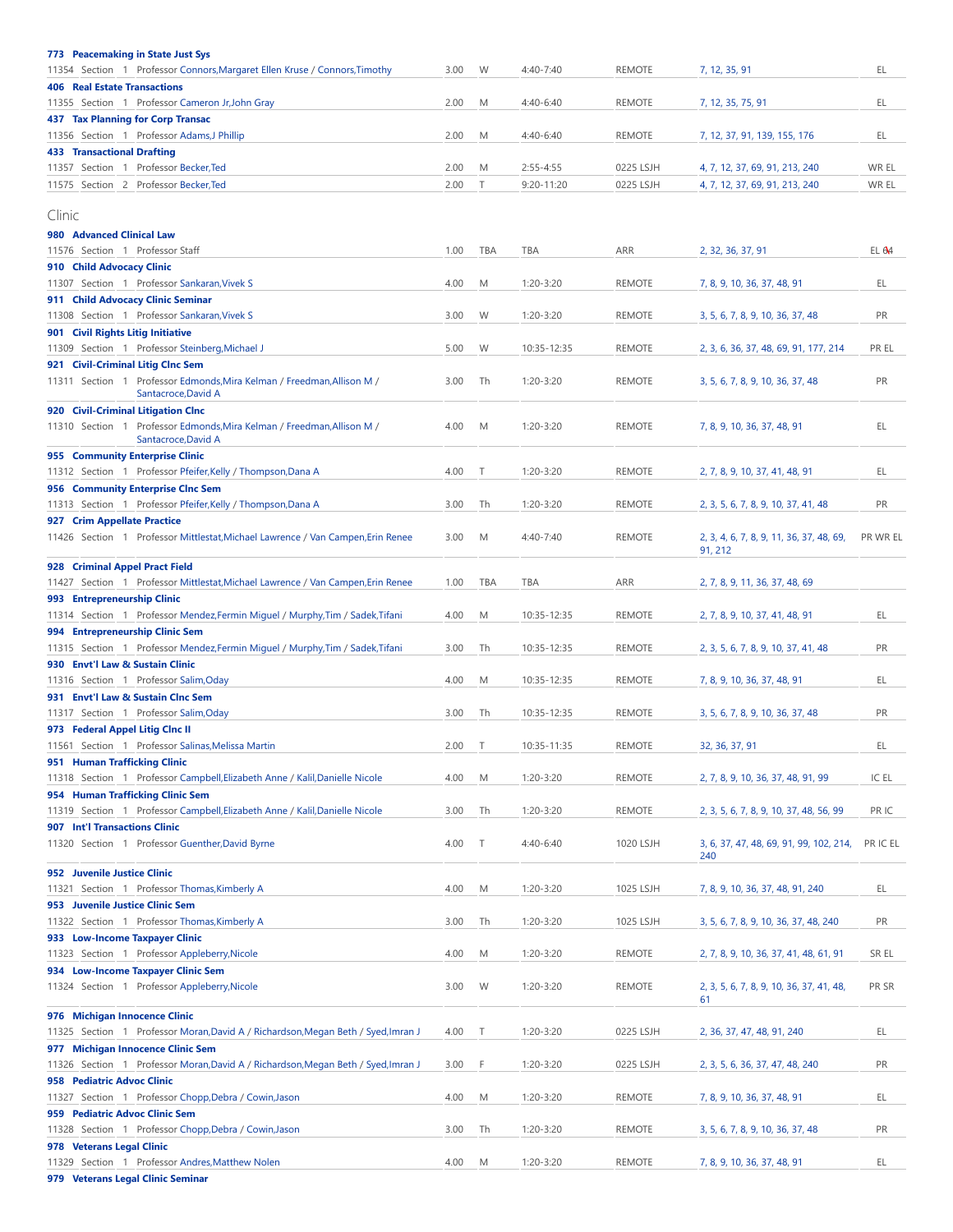**773 Peacemaking in State Just Sys**

| | | | | | | |
|---|---|---|---|---|---|---|
| 11354 Section 1 Professor Connors,Margaret Ellen Kruse / Connors,Timothy | 3.00 | W | 4:40-7:40 | REMOTE | 7, 12, 35, 91 | EL |

**406 Real Estate Transactions**

| | | | | | | |
|---|---|---|---|---|---|---|
| 11355 Section 1 Professor Cameron Jr,John Gray | 2.00 | M | 4:40-6:40 | REMOTE | 7, 12, 35, 75, 91 | EL |

**437 Tax Planning for Corp Transac**

| | | | | | | |
|---|---|---|---|---|---|---|
| 11356 Section 1 Professor Adams,J Phillip | 2.00 | M | 4:40-6:40 | REMOTE | 7, 12, 37, 91, 139, 155, 176 | EL |

**433 Transactional Drafting**

| | | | | | | |
|---|---|---|---|---|---|---|
| 11357 Section 1 Professor Becker,Ted | 2.00 | M | 2:55-4:55 | 0225 LSJH | 4, 7, 12, 37, 69, 91, 213, 240 | WR EL |
| 11575 Section 2 Professor Becker,Ted | 2.00 | T | 9:20-11:20 | 0225 LSJH | 4, 7, 12, 37, 69, 91, 213, 240 | WR EL |

## Clinic

**980 Advanced Clinical Law**

| | | | | | | |
|---|---|---|---|---|---|---|
| 11576 Section 1 Professor Staff | 1.00 | TBA | TBA | ARR | 2, 32, 36, 37, 91 | EL 64 |

**910 Child Advocacy Clinic**

| | | | | | | |
|---|---|---|---|---|---|---|
| 11307 Section 1 Professor Sankaran,Vivek S | 4.00 | M | 1:20-3:20 | REMOTE | 7, 8, 9, 10, 36, 37, 48, 91 | EL |

**911 Child Advocacy Clinic Seminar**

| | | | | | | |
|---|---|---|---|---|---|---|
| 11308 Section 1 Professor Sankaran,Vivek S | 3.00 | W | 1:20-3:20 | REMOTE | 3, 5, 6, 7, 8, 9, 10, 36, 37, 48 | PR |

**901 Civil Rights Litig Initiative**

| | | | | | | |
|---|---|---|---|---|---|---|
| 11309 Section 1 Professor Steinberg,Michael J | 5.00 | W | 10:35-12:35 | REMOTE | 2, 3, 6, 36, 37, 48, 69, 91, 177, 214 | PR EL |

**921 Civil-Criminal Litig Clnc Sem**

| | | | | | | |
|---|---|---|---|---|---|---|
| 11311 Section 1 Professor Edmonds,Mira Kelman / Freedman,Allison M / Santacroce,David A | 3.00 | Th | 1:20-3:20 | REMOTE | 3, 5, 6, 7, 8, 9, 10, 36, 37, 48 | PR |

**920 Civil-Criminal Litigation Clnc**

| | | | | | | |
|---|---|---|---|---|---|---|
| 11310 Section 1 Professor Edmonds,Mira Kelman / Freedman,Allison M / Santacroce,David A | 4.00 | M | 1:20-3:20 | REMOTE | 7, 8, 9, 10, 36, 37, 48, 91 | EL |

**955 Community Enterprise Clinic**

| | | | | | | |
|---|---|---|---|---|---|---|
| 11312 Section 1 Professor Pfeifer,Kelly / Thompson,Dana A | 4.00 | T | 1:20-3:20 | REMOTE | 2, 7, 8, 9, 10, 37, 41, 48, 91 | EL |

**956 Community Enterprise Clnc Sem**

| | | | | | | |
|---|---|---|---|---|---|---|
| 11313 Section 1 Professor Pfeifer,Kelly / Thompson,Dana A | 3.00 | Th | 1:20-3:20 | REMOTE | 2, 3, 5, 6, 7, 8, 9, 10, 37, 41, 48 | PR |

**927 Crim Appellate Practice**

| | | | | | | |
|---|---|---|---|---|---|---|
| 11426 Section 1 Professor Mittlestat,Michael Lawrence / Van Campen,Erin Renee | 3.00 | M | 4:40-7:40 | REMOTE | 2, 3, 4, 6, 7, 8, 9, 11, 36, 37, 48, 69, 91, 212 | PR WR EL |

**928 Criminal Appel Pract Field**

| | | | | | | |
|---|---|---|---|---|---|---|
| 11427 Section 1 Professor Mittlestat,Michael Lawrence / Van Campen,Erin Renee | 1.00 | TBA | TBA | ARR | 2, 7, 8, 9, 11, 36, 37, 48, 69 | |

**993 Entrepreneurship Clinic**

| | | | | | | |
|---|---|---|---|---|---|---|
| 11314 Section 1 Professor Mendez,Fermin Miguel / Murphy,Tim / Sadek,Tifani | 4.00 | M | 10:35-12:35 | REMOTE | 2, 7, 8, 9, 10, 37, 41, 48, 91 | EL |

**994 Entrepreneurship Clinic Sem**

| | | | | | | |
|---|---|---|---|---|---|---|
| 11315 Section 1 Professor Mendez,Fermin Miguel / Murphy,Tim / Sadek,Tifani | 3.00 | Th | 10:35-12:35 | REMOTE | 2, 3, 5, 6, 7, 8, 9, 10, 37, 41, 48 | PR |

**930 Envt'l Law & Sustain Clinic**

| | | | | | | |
|---|---|---|---|---|---|---|
| 11316 Section 1 Professor Salim,Oday | 4.00 | M | 10:35-12:35 | REMOTE | 7, 8, 9, 10, 36, 37, 48, 91 | EL |

**931 Envt'l Law & Sustain Clnc Sem**

| | | | | | | |
|---|---|---|---|---|---|---|
| 11317 Section 1 Professor Salim,Oday | 3.00 | Th | 10:35-12:35 | REMOTE | 3, 5, 6, 7, 8, 9, 10, 36, 37, 48 | PR |

**973 Federal Appel Litig Clnc II**

| | | | | | | |
|---|---|---|---|---|---|---|
| 11561 Section 1 Professor Salinas,Melissa Martin | 2.00 | T | 10:35-11:35 | REMOTE | 32, 36, 37, 91 | EL |

**951 Human Trafficking Clinic**

| | | | | | | |
|---|---|---|---|---|---|---|
| 11318 Section 1 Professor Campbell,Elizabeth Anne / Kalil,Danielle Nicole | 4.00 | M | 1:20-3:20 | REMOTE | 2, 7, 8, 9, 10, 36, 37, 48, 91, 99 | IC EL |

**954 Human Trafficking Clinic Sem**

| | | | | | | |
|---|---|---|---|---|---|---|
| 11319 Section 1 Professor Campbell,Elizabeth Anne / Kalil,Danielle Nicole | 3.00 | Th | 1:20-3:20 | REMOTE | 2, 3, 5, 6, 7, 8, 9, 10, 37, 48, 56, 99 | PR IC |

**907 Int'l Transactions Clinic**

| | | | | | | |
|---|---|---|---|---|---|---|
| 11320 Section 1 Professor Guenther,David Byrne | 4.00 | T | 4:40-6:40 | 1020 LSJH | 3, 6, 37, 47, 48, 69, 91, 99, 102, 214, 240 | PR IC EL |

**952 Juvenile Justice Clinic**

| | | | | | | |
|---|---|---|---|---|---|---|
| 11321 Section 1 Professor Thomas,Kimberly A | 4.00 | M | 1:20-3:20 | 1025 LSJH | 7, 8, 9, 10, 36, 37, 48, 91, 240 | EL |

**953 Juvenile Justice Clinic Sem**

| | | | | | | |
|---|---|---|---|---|---|---|
| 11322 Section 1 Professor Thomas,Kimberly A | 3.00 | Th | 1:20-3:20 | 1025 LSJH | 3, 5, 6, 7, 8, 9, 10, 36, 37, 48, 240 | PR |

**933 Low-Income Taxpayer Clinic**

| | | | | | | |
|---|---|---|---|---|---|---|
| 11323 Section 1 Professor Appleberry,Nicole | 4.00 | M | 1:20-3:20 | REMOTE | 2, 7, 8, 9, 10, 36, 37, 41, 48, 61, 91 | SR EL |

**934 Low-Income Taxpayer Clinic Sem**

| | | | | | | |
|---|---|---|---|---|---|---|
| 11324 Section 1 Professor Appleberry,Nicole | 3.00 | W | 1:20-3:20 | REMOTE | 2, 3, 5, 6, 7, 8, 9, 10, 36, 37, 41, 48, 61 | PR SR |

**976 Michigan Innocence Clinic**

| | | | | | | |
|---|---|---|---|---|---|---|
| 11325 Section 1 Professor Moran,David A / Richardson,Megan Beth / Syed,Imran J | 4.00 | T | 1:20-3:20 | 0225 LSJH | 2, 36, 37, 47, 48, 91, 240 | EL |

**977 Michigan Innocence Clinic Sem**

| | | | | | | |
|---|---|---|---|---|---|---|
| 11326 Section 1 Professor Moran,David A / Richardson,Megan Beth / Syed,Imran J | 3.00 | F | 1:20-3:20 | 0225 LSJH | 2, 3, 5, 6, 36, 37, 47, 48, 240 | PR |

**958 Pediatric Advoc Clinic**

| | | | | | | |
|---|---|---|---|---|---|---|
| 11327 Section 1 Professor Chopp,Debra / Cowin,Jason | 4.00 | M | 1:20-3:20 | REMOTE | 7, 8, 9, 10, 36, 37, 48, 91 | EL |

**959 Pediatric Advoc Clinic Sem**

| | | | | | | |
|---|---|---|---|---|---|---|
| 11328 Section 1 Professor Chopp,Debra / Cowin,Jason | 3.00 | Th | 1:20-3:20 | REMOTE | 3, 5, 6, 7, 8, 9, 10, 36, 37, 48 | PR |

**978 Veterans Legal Clinic**

| | | | | | | |
|---|---|---|---|---|---|---|
| 11329 Section 1 Professor Andres,Matthew Nolen | 4.00 | M | 1:20-3:20 | REMOTE | 7, 8, 9, 10, 36, 37, 48, 91 | EL |

**979 Veterans Legal Clinic Seminar**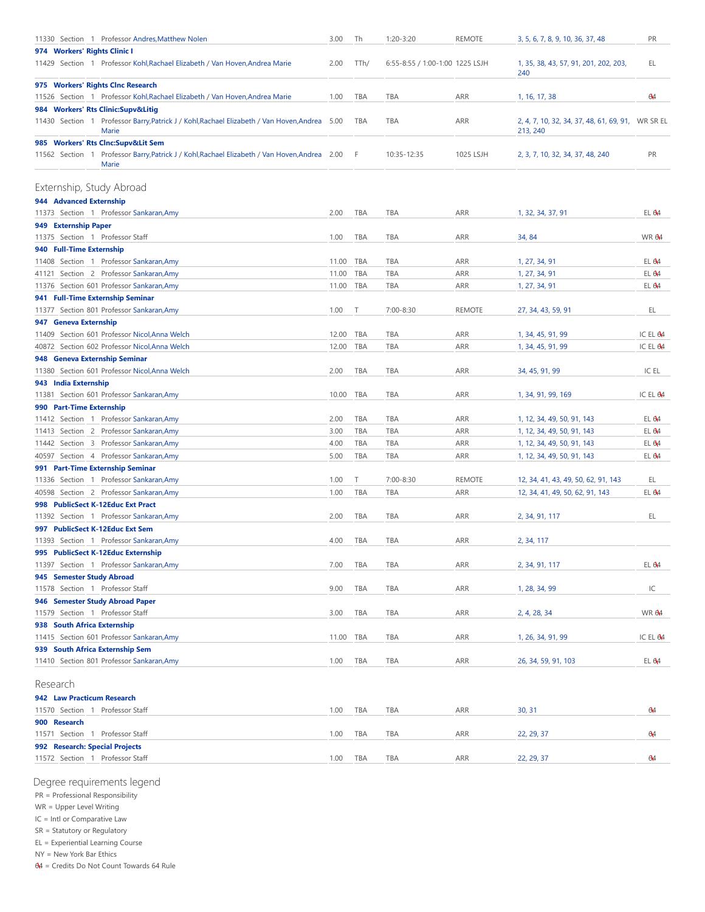| | | | | | | |
|---|---|---|---|---|---|---|
| 11330 Section 1 Professor Andres,Matthew Nolen | 3.00 | Th | 1:20-3:20 | REMOTE | 3, 5, 6, 7, 8, 9, 10, 36, 37, 48 | PR |
| **974 Workers' Rights Clinic I** | | | | | | |
| 11429 Section 1 Professor Kohl,Rachael Elizabeth / Van Hoven,Andrea Marie | 2.00 | TTh/ | 6:55-8:55 / 1:00-1:00 | 1225 LSJH | 1, 35, 38, 43, 57, 91, 201, 202, 203, 240 | EL |
| **975 Workers' Rights Clnc Research** | | | | | | |
| 11526 Section 1 Professor Kohl,Rachael Elizabeth / Van Hoven,Andrea Marie | 1.00 | TBA | TBA | ARR | 1, 16, 17, 38 | 64 |
| **984 Workers' Rts Clinic:Supv&Litig** | | | | | | |
| 11430 Section 1 Professor Barry,Patrick J / Kohl,Rachael Elizabeth / Van Hoven,Andrea Marie | 5.00 | TBA | TBA | ARR | 2, 4, 7, 10, 32, 34, 37, 48, 61, 69, 91, 213, 240 | WR SR EL |
| **985 Workers' Rts Clnc:Supv&Lit Sem** | | | | | | |
| 11562 Section 1 Professor Barry,Patrick J / Kohl,Rachael Elizabeth / Van Hoven,Andrea Marie | 2.00 | F | 10:35-12:35 | 1025 LSJH | 2, 3, 7, 10, 32, 34, 37, 48, 240 | PR |

## Externship, Study Abroad

| | | | | | | |
|---|---|---|---|---|---|---|
| **944 Advanced Externship** | | | | | | |
| 11373 Section 1 Professor Sankaran,Amy | 2.00 | TBA | TBA | ARR | 1, 32, 34, 37, 91 | EL 64 |
| **949 Externship Paper** | | | | | | |
| 11375 Section 1 Professor Staff | 1.00 | TBA | TBA | ARR | 34, 84 | WR 64 |
| **940 Full-Time Externship** | | | | | | |
| 11408 Section 1 Professor Sankaran,Amy | 11.00 | TBA | TBA | ARR | 1, 27, 34, 91 | EL 64 |
| 41121 Section 2 Professor Sankaran,Amy | 11.00 | TBA | TBA | ARR | 1, 27, 34, 91 | EL 64 |
| 11376 Section 601 Professor Sankaran,Amy | 11.00 | TBA | TBA | ARR | 1, 27, 34, 91 | EL 64 |
| **941 Full-Time Externship Seminar** | | | | | | |
| 11377 Section 801 Professor Sankaran,Amy | 1.00 | T | 7:00-8:30 | REMOTE | 27, 34, 43, 59, 91 | EL |
| **947 Geneva Externship** | | | | | | |
| 11409 Section 601 Professor Nicol,Anna Welch | 12.00 | TBA | TBA | ARR | 1, 34, 45, 91, 99 | IC EL 64 |
| 40872 Section 602 Professor Nicol,Anna Welch | 12.00 | TBA | TBA | ARR | 1, 34, 45, 91, 99 | IC EL 64 |
| **948 Geneva Externship Seminar** | | | | | | |
| 11380 Section 601 Professor Nicol,Anna Welch | 2.00 | TBA | TBA | ARR | 34, 45, 91, 99 | IC EL |
| **943 India Externship** | | | | | | |
| 11381 Section 601 Professor Sankaran,Amy | 10.00 | TBA | TBA | ARR | 1, 34, 91, 99, 169 | IC EL 64 |
| **990 Part-Time Externship** | | | | | | |
| 11412 Section 1 Professor Sankaran,Amy | 2.00 | TBA | TBA | ARR | 1, 12, 34, 49, 50, 91, 143 | EL 64 |
| 11413 Section 2 Professor Sankaran,Amy | 3.00 | TBA | TBA | ARR | 1, 12, 34, 49, 50, 91, 143 | EL 64 |
| 11442 Section 3 Professor Sankaran,Amy | 4.00 | TBA | TBA | ARR | 1, 12, 34, 49, 50, 91, 143 | EL 64 |
| 40597 Section 4 Professor Sankaran,Amy | 5.00 | TBA | TBA | ARR | 1, 12, 34, 49, 50, 91, 143 | EL 64 |
| **991 Part-Time Externship Seminar** | | | | | | |
| 11336 Section 1 Professor Sankaran,Amy | 1.00 | T | 7:00-8:30 | REMOTE | 12, 34, 41, 43, 49, 50, 62, 91, 143 | EL |
| 40598 Section 2 Professor Sankaran,Amy | 1.00 | TBA | TBA | ARR | 12, 34, 41, 49, 50, 62, 91, 143 | EL 64 |
| **998 PublicSect K-12Educ Ext Pract** | | | | | | |
| 11392 Section 1 Professor Sankaran,Amy | 2.00 | TBA | TBA | ARR | 2, 34, 91, 117 | EL |
| **997 PublicSect K-12Educ Ext Sem** | | | | | | |
| 11393 Section 1 Professor Sankaran,Amy | 4.00 | TBA | TBA | ARR | 2, 34, 117 | |
| **995 PublicSect K-12Educ Externship** | | | | | | |
| 11397 Section 1 Professor Sankaran,Amy | 7.00 | TBA | TBA | ARR | 2, 34, 91, 117 | EL 64 |
| **945 Semester Study Abroad** | | | | | | |
| 11578 Section 1 Professor Staff | 9.00 | TBA | TBA | ARR | 1, 28, 34, 99 | IC |
| **946 Semester Study Abroad Paper** | | | | | | |
| 11579 Section 1 Professor Staff | 3.00 | TBA | TBA | ARR | 2, 4, 28, 34 | WR 64 |
| **938 South Africa Externship** | | | | | | |
| 11415 Section 601 Professor Sankaran,Amy | 11.00 | TBA | TBA | ARR | 1, 26, 34, 91, 99 | IC EL 64 |
| **939 South Africa Externship Sem** | | | | | | |
| 11410 Section 801 Professor Sankaran,Amy | 1.00 | TBA | TBA | ARR | 26, 34, 59, 91, 103 | EL 64 |

## Research

| | | | | | | |
|---|---|---|---|---|---|---|
| **942 Law Practicum Research** | | | | | | |
| 11570 Section 1 Professor Staff | 1.00 | TBA | TBA | ARR | 30, 31 | 64 |
| **900 Research** | | | | | | |
| 11571 Section 1 Professor Staff | 1.00 | TBA | TBA | ARR | 22, 29, 37 | 64 |
| **992 Research: Special Projects** | | | | | | |
| 11572 Section 1 Professor Staff | 1.00 | TBA | TBA | ARR | 22, 29, 37 | 64 |

## Degree requirements legend

PR = Professional Responsibility
WR = Upper Level Writing
IC = Intl or Comparative Law
SR = Statutory or Regulatory
EL = Experiential Learning Course
NY = New York Bar Ethics
64 = Credits Do Not Count Towards 64 Rule